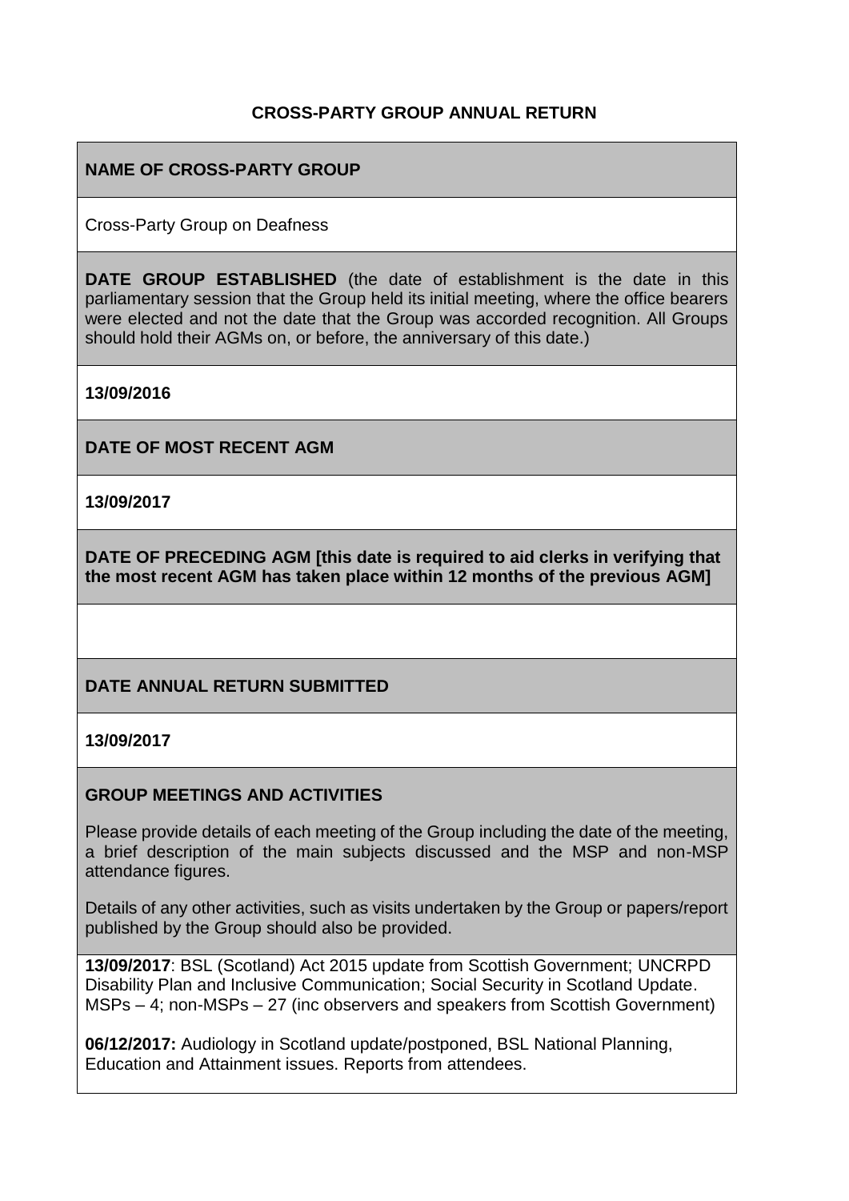# CROSS-PARTY GROUP ANNUAL RETURN

## NAME OF CROSS-PARTY GROUP

Cross-Party Group on Deafness

**DATE GROUP ESTABLISHED** (the date of establishment is the date in this parliamentary session that the Group held its initial meeting, where the office bearers were elected and not the date that the Group was accorded recognition. All Groups should hold their AGMs on, or before, the anniversary of this date.)

**13/09/2016**

## DATE OF MOST RECENT AGM

**13/09/2017**

**DATE OF PRECEDING AGM [this date is required to aid clerks in verifying that the most recent AGM has taken place within 12 months of the previous AGM]**

## DATE ANNUAL RETURN SUBMITTED

**13/09/2017**

## GROUP MEETINGS AND ACTIVITIES

Please provide details of each meeting of the Group including the date of the meeting, a brief description of the main subjects discussed and the MSP and non-MSP attendance figures.

Details of any other activities, such as visits undertaken by the Group or papers/report published by the Group should also be provided.

**13/09/2017**: BSL (Scotland) Act 2015 update from Scottish Government; UNCRPD Disability Plan and Inclusive Communication; Social Security in Scotland Update. MSPs – 4; non-MSPs – 27 (inc observers and speakers from Scottish Government)

**06/12/2017:** Audiology in Scotland update/postponed, BSL National Planning, Education and Attainment issues. Reports from attendees.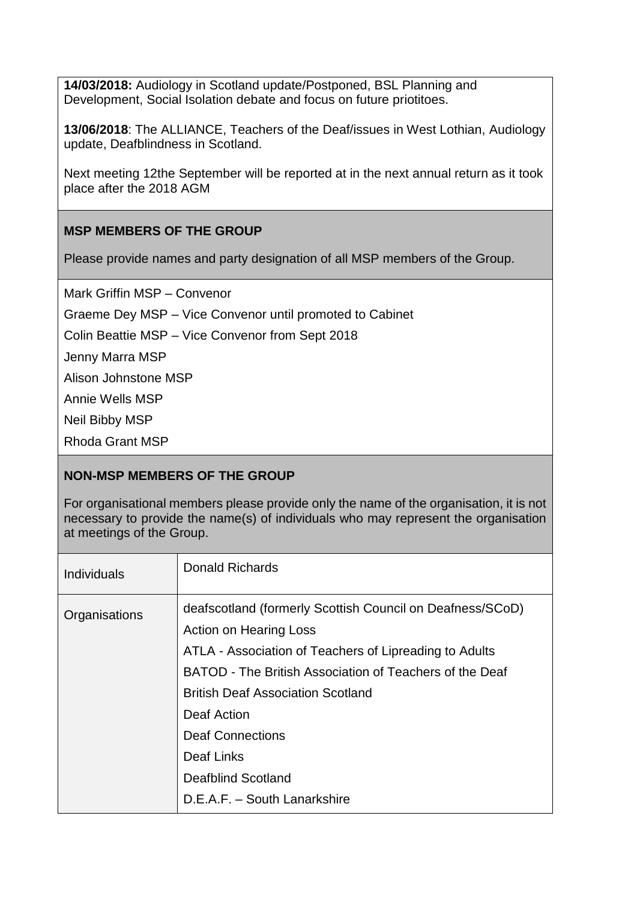**14/03/2018:** Audiology in Scotland update/Postponed, BSL Planning and Development, Social Isolation debate and focus on future priotitoes.

**13/06/2018**: The ALLIANCE, Teachers of the Deaf/issues in West Lothian, Audiology update, Deafblindness in Scotland.

Next meeting 12the September will be reported at in the next annual return as it took place after the 2018 AGM

**MSP MEMBERS OF THE GROUP**

Please provide names and party designation of all MSP members of the Group.

Mark Griffin MSP – Convenor

Graeme Dey MSP – Vice Convenor until promoted to Cabinet

Colin Beattie MSP – Vice Convenor from Sept 2018

Jenny Marra MSP

Alison Johnstone MSP

Annie Wells MSP

Neil Bibby MSP

Rhoda Grant MSP

**NON-MSP MEMBERS OF THE GROUP**

For organisational members please provide only the name of the organisation, it is not necessary to provide the name(s) of individuals who may represent the organisation at meetings of the Group.

| Individuals | Donald Richards |
|---|---|
| Organisations | deafscotland (formerly Scottish Council on Deafness/SCoD)<br>Action on Hearing Loss<br>ATLA - Association of Teachers of Lipreading to Adults<br>BATOD - The British Association of Teachers of the Deaf<br>British Deaf Association Scotland<br>Deaf Action<br>Deaf Connections<br>Deaf Links<br>Deafblind Scotland<br>D.E.A.F. – South Lanarkshire |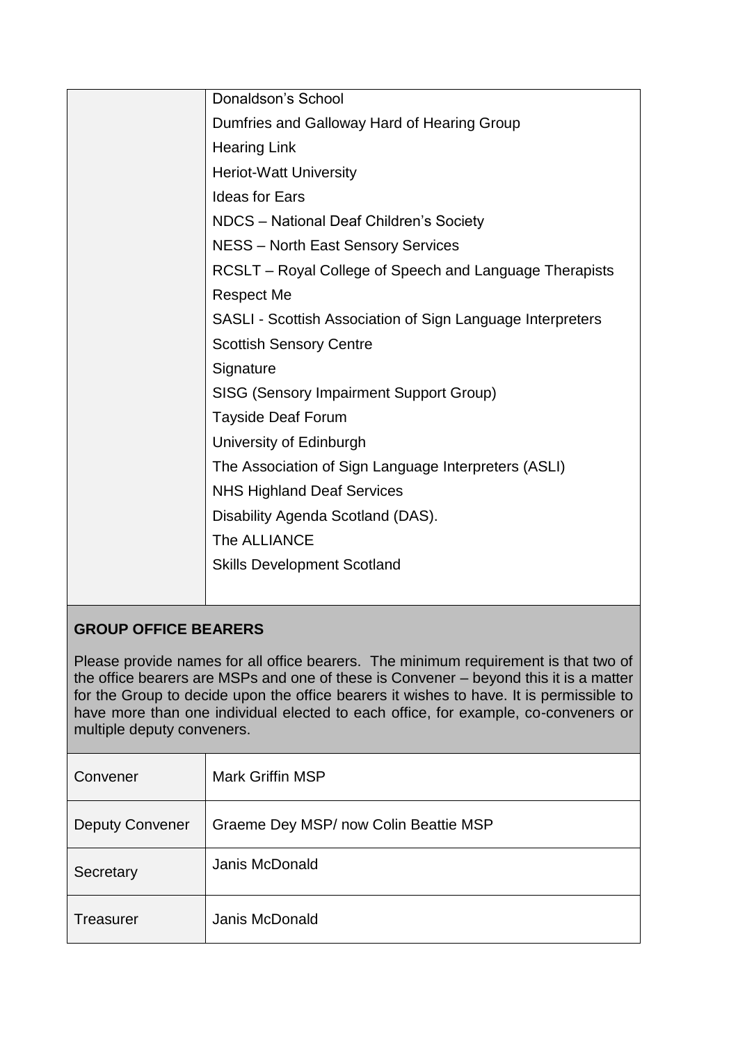| | |
|---|---|
| | Donaldson's School<br>Dumfries and Galloway Hard of Hearing Group<br>Hearing Link<br>Heriot-Watt University<br>Ideas for Ears<br>NDCS – National Deaf Children's Society<br>NESS – North East Sensory Services<br>RCSLT – Royal College of Speech and Language Therapists<br>Respect Me<br>SASLI - Scottish Association of Sign Language Interpreters<br>Scottish Sensory Centre<br>Signature<br>SISG (Sensory Impairment Support Group)<br>Tayside Deaf Forum<br>University of Edinburgh<br>The Association of Sign Language Interpreters (ASLI)<br>NHS Highland Deaf Services<br>Disability Agenda Scotland (DAS).<br>The ALLIANCE<br>Skills Development Scotland |

**GROUP OFFICE BEARERS**

Please provide names for all office bearers. The minimum requirement is that two of the office bearers are MSPs and one of these is Convener – beyond this it is a matter for the Group to decide upon the office bearers it wishes to have. It is permissible to have more than one individual elected to each office, for example, co-conveners or multiple deputy conveners.

| | |
|---|---|
| Convener | Mark Griffin MSP |
| Deputy Convener | Graeme Dey MSP/ now Colin Beattie MSP |
| Secretary | Janis McDonald |
| Treasurer | Janis McDonald |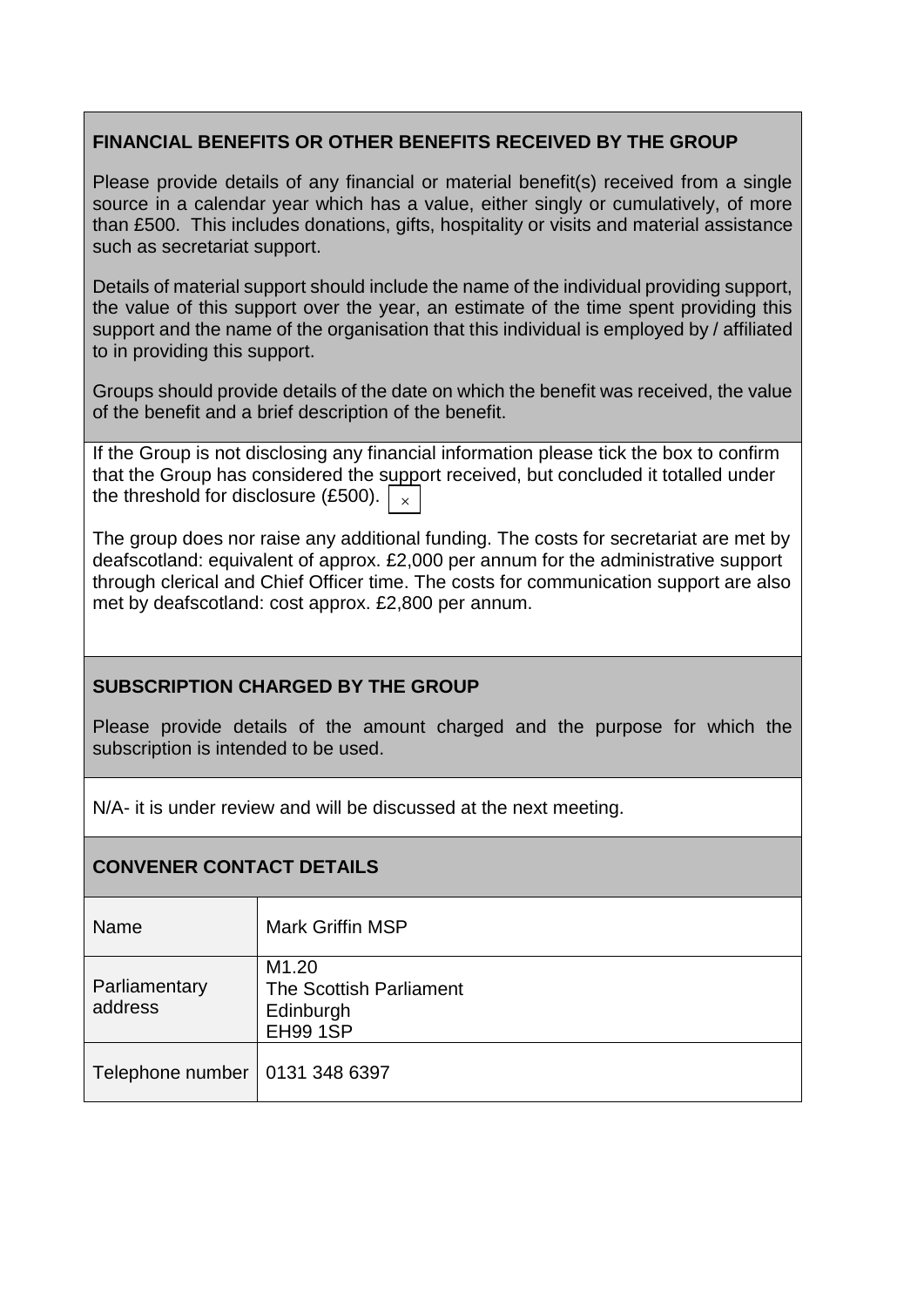**FINANCIAL BENEFITS OR OTHER BENEFITS RECEIVED BY THE GROUP**

Please provide details of any financial or material benefit(s) received from a single source in a calendar year which has a value, either singly or cumulatively, of more than £500. This includes donations, gifts, hospitality or visits and material assistance such as secretariat support.

Details of material support should include the name of the individual providing support, the value of this support over the year, an estimate of the time spent providing this support and the name of the organisation that this individual is employed by / affiliated to in providing this support.

Groups should provide details of the date on which the benefit was received, the value of the benefit and a brief description of the benefit.

If the Group is not disclosing any financial information please tick the box to confirm that the Group has considered the support received, but concluded it totalled under the threshold for disclosure (£500). ☒

The group does nor raise any additional funding. The costs for secretariat are met by deafscotland: equivalent of approx. £2,000 per annum for the administrative support through clerical and Chief Officer time. The costs for communication support are also met by deafscotland: cost approx. £2,800 per annum.

**SUBSCRIPTION CHARGED BY THE GROUP**

Please provide details of the amount charged and the purpose for which the subscription is intended to be used.

N/A- it is under review and will be discussed at the next meeting.

**CONVENER CONTACT DETAILS**

| | |
|---|---|
| Name | Mark Griffin MSP |
| Parliamentary address | M1.20<br>The Scottish Parliament<br>Edinburgh<br>EH99 1SP |
| Telephone number | 0131 348 6397 |